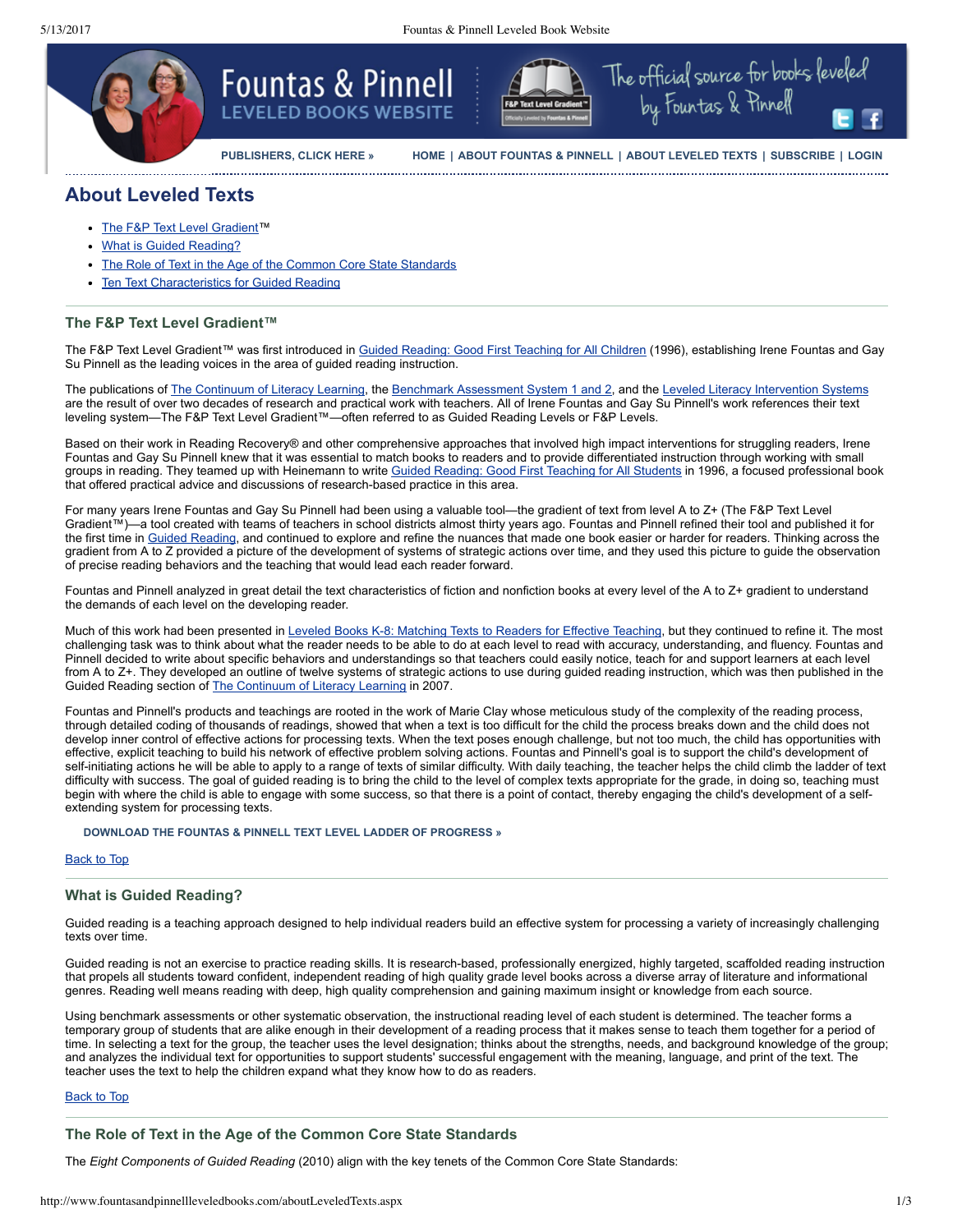PUBLISHERS, CLICK HERE » HOME | ABOUT FOUNTAS & PINNELL | ABOUT LEVELED TEXTS | SUBSCRIBE | LOGIN

# About Leveled Texts

- The F&P Text Level Gradient™
- What is Guided Reading?
- The Role of Text in the Age of the Common Core State Standards
- Ten Text Characteristics for Guided Reading

## The F&P Text Level Gradient™

The F&P Text Level Gradient™ was first introduced in Guided Reading: Good First Teaching for All Children (1996), establishing Irene Fountas and Gay Su Pinnell as the leading voices in the area of guided reading instruction.

The publications of The Continuum of Literacy Learning, the Benchmark Assessment System 1 and 2, and the Leveled Literacy Intervention Systems are the result of over two decades of research and practical work with teachers. All of Irene Fountas and Gay Su Pinnell's work references their text leveling system—The F&P Text Level Gradient™—often referred to as Guided Reading Levels or F&P Levels.

Based on their work in Reading Recovery® and other comprehensive approaches that involved high impact interventions for struggling readers, Irene Fountas and Gay Su Pinnell knew that it was essential to match books to readers and to provide differentiated instruction through working with small groups in reading. They teamed up with Heinemann to write Guided Reading: Good First Teaching for All Students in 1996, a focused professional book that offered practical advice and discussions of research-based practice in this area.

For many years Irene Fountas and Gay Su Pinnell had been using a valuable tool—the gradient of text from level A to Z+ (The F&P Text Level Gradient™)—a tool created with teams of teachers in school districts almost thirty years ago. Fountas and Pinnell refined their tool and published it for the first time in Guided Reading, and continued to explore and refine the nuances that made one book easier or harder for readers. Thinking across the gradient from A to Z provided a picture of the development of systems of strategic actions over time, and they used this picture to guide the observation of precise reading behaviors and the teaching that would lead each reader forward.

Fountas and Pinnell analyzed in great detail the text characteristics of fiction and nonfiction books at every level of the A to Z+ gradient to understand the demands of each level on the developing reader.

Much of this work had been presented in Leveled Books K-8: Matching Texts to Readers for Effective Teaching, but they continued to refine it. The most challenging task was to think about what the reader needs to be able to do at each level to read with accuracy, understanding, and fluency. Fountas and Pinnell decided to write about specific behaviors and understandings so that teachers could easily notice, teach for and support learners at each level from A to Z+. They developed an outline of twelve systems of strategic actions to use during guided reading instruction, which was then published in the Guided Reading section of The Continuum of Literacy Learning in 2007.

Fountas and Pinnell's products and teachings are rooted in the work of Marie Clay whose meticulous study of the complexity of the reading process, through detailed coding of thousands of readings, showed that when a text is too difficult for the child the process breaks down and the child does not develop inner control of effective actions for processing texts. When the text poses enough challenge, but not too much, the child has opportunities with effective, explicit teaching to build his network of effective problem solving actions. Fountas and Pinnell's goal is to support the child's development of self-initiating actions he will be able to apply to a range of texts of similar difficulty. With daily teaching, the teacher helps the child climb the ladder of text difficulty with success. The goal of guided reading is to bring the child to the level of complex texts appropriate for the grade, in doing so, teaching must begin with where the child is able to engage with some success, so that there is a point of contact, thereby engaging the child's development of a self-extending system for processing texts.

**DOWNLOAD THE FOUNTAS & PINNELL TEXT LEVEL LADDER OF PROGRESS »**

Back to Top

## What is Guided Reading?

Guided reading is a teaching approach designed to help individual readers build an effective system for processing a variety of increasingly challenging texts over time.

Guided reading is not an exercise to practice reading skills. It is research-based, professionally energized, highly targeted, scaffolded reading instruction that propels all students toward confident, independent reading of high quality grade level books across a diverse array of literature and informational genres. Reading well means reading with deep, high quality comprehension and gaining maximum insight or knowledge from each source.

Using benchmark assessments or other systematic observation, the instructional reading level of each student is determined. The teacher forms a temporary group of students that are alike enough in their development of a reading process that it makes sense to teach them together for a period of time. In selecting a text for the group, the teacher uses the level designation; thinks about the strengths, needs, and background knowledge of the group; and analyzes the individual text for opportunities to support students' successful engagement with the meaning, language, and print of the text. The teacher uses the text to help the children expand what they know how to do as readers.

Back to Top

## The Role of Text in the Age of the Common Core State Standards

The *Eight Components of Guided Reading* (2010) align with the key tenets of the Common Core State Standards: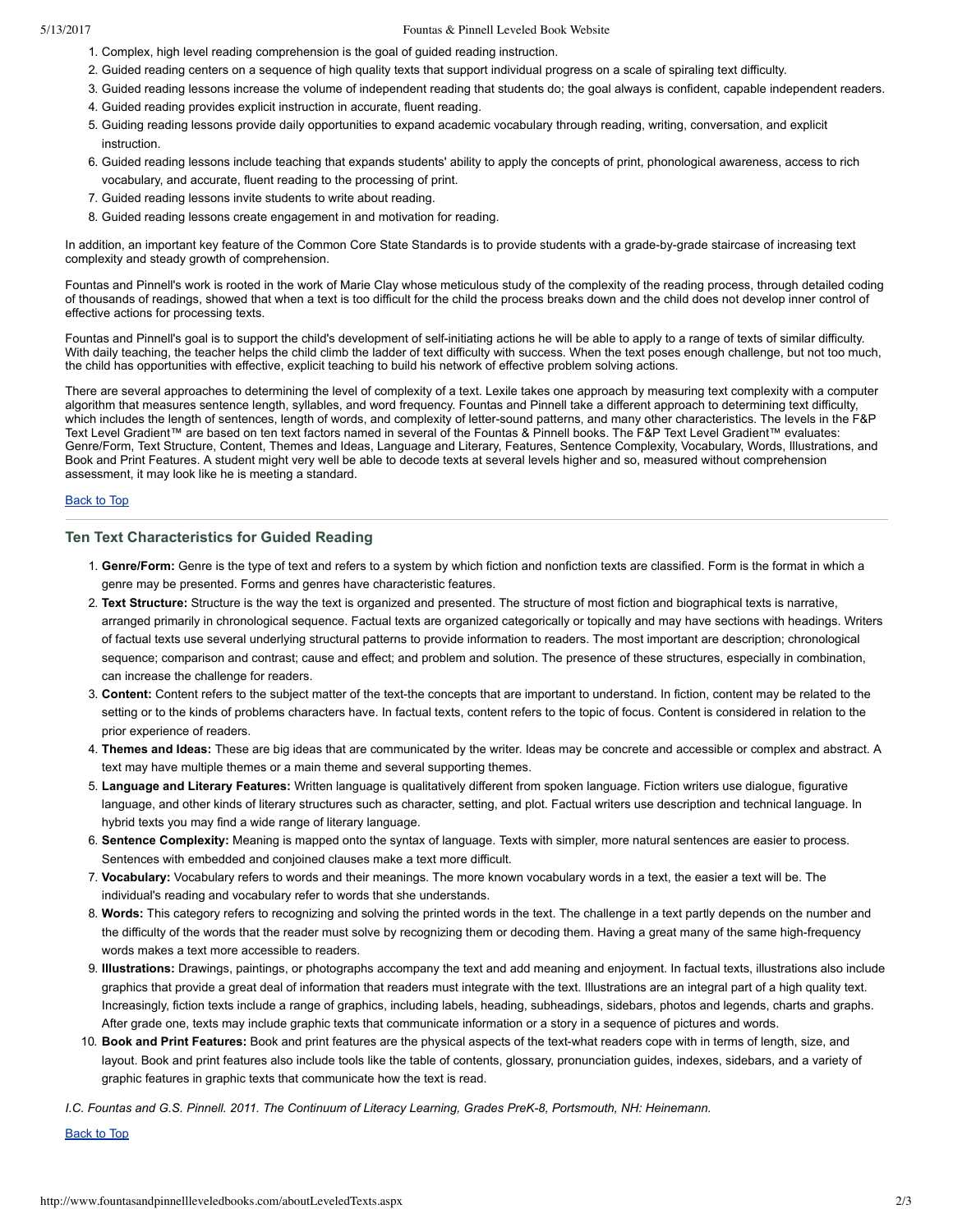1. Complex, high level reading comprehension is the goal of guided reading instruction.
2. Guided reading centers on a sequence of high quality texts that support individual progress on a scale of spiraling text difficulty.
3. Guided reading lessons increase the volume of independent reading that students do; the goal always is confident, capable independent readers.
4. Guided reading provides explicit instruction in accurate, fluent reading.
5. Guiding reading lessons provide daily opportunities to expand academic vocabulary through reading, writing, conversation, and explicit instruction.
6. Guided reading lessons include teaching that expands students' ability to apply the concepts of print, phonological awareness, access to rich vocabulary, and accurate, fluent reading to the processing of print.
7. Guided reading lessons invite students to write about reading.
8. Guided reading lessons create engagement in and motivation for reading.

In addition, an important key feature of the Common Core State Standards is to provide students with a grade-by-grade staircase of increasing text complexity and steady growth of comprehension.

Fountas and Pinnell's work is rooted in the work of Marie Clay whose meticulous study of the complexity of the reading process, through detailed coding of thousands of readings, showed that when a text is too difficult for the child the process breaks down and the child does not develop inner control of effective actions for processing texts.

Fountas and Pinnell's goal is to support the child's development of self-initiating actions he will be able to apply to a range of texts of similar difficulty. With daily teaching, the teacher helps the child climb the ladder of text difficulty with success. When the text poses enough challenge, but not too much, the child has opportunities with effective, explicit teaching to build his network of effective problem solving actions.

There are several approaches to determining the level of complexity of a text. Lexile takes one approach by measuring text complexity with a computer algorithm that measures sentence length, syllables, and word frequency. Fountas and Pinnell take a different approach to determining text difficulty, which includes the length of sentences, length of words, and complexity of letter-sound patterns, and many other characteristics. The levels in the F&P Text Level Gradient™ are based on ten text factors named in several of the Fountas & Pinnell books. The F&P Text Level Gradient™ evaluates: Genre/Form, Text Structure, Content, Themes and Ideas, Language and Literary, Features, Sentence Complexity, Vocabulary, Words, Illustrations, and Book and Print Features. A student might very well be able to decode texts at several levels higher and so, measured without comprehension assessment, it may look like he is meeting a standard.

Back to Top

## Ten Text Characteristics for Guided Reading

1. **Genre/Form:** Genre is the type of text and refers to a system by which fiction and nonfiction texts are classified. Form is the format in which a genre may be presented. Forms and genres have characteristic features.
2. **Text Structure:** Structure is the way the text is organized and presented. The structure of most fiction and biographical texts is narrative, arranged primarily in chronological sequence. Factual texts are organized categorically or topically and may have sections with headings. Writers of factual texts use several underlying structural patterns to provide information to readers. The most important are description; chronological sequence; comparison and contrast; cause and effect; and problem and solution. The presence of these structures, especially in combination, can increase the challenge for readers.
3. **Content:** Content refers to the subject matter of the text-the concepts that are important to understand. In fiction, content may be related to the setting or to the kinds of problems characters have. In factual texts, content refers to the topic of focus. Content is considered in relation to the prior experience of readers.
4. **Themes and Ideas:** These are big ideas that are communicated by the writer. Ideas may be concrete and accessible or complex and abstract. A text may have multiple themes or a main theme and several supporting themes.
5. **Language and Literary Features:** Written language is qualitatively different from spoken language. Fiction writers use dialogue, figurative language, and other kinds of literary structures such as character, setting, and plot. Factual writers use description and technical language. In hybrid texts you may find a wide range of literary language.
6. **Sentence Complexity:** Meaning is mapped onto the syntax of language. Texts with simpler, more natural sentences are easier to process. Sentences with embedded and conjoined clauses make a text more difficult.
7. **Vocabulary:** Vocabulary refers to words and their meanings. The more known vocabulary words in a text, the easier a text will be. The individual's reading and vocabulary refer to words that she understands.
8. **Words:** This category refers to recognizing and solving the printed words in the text. The challenge in a text partly depends on the number and the difficulty of the words that the reader must solve by recognizing them or decoding them. Having a great many of the same high-frequency words makes a text more accessible to readers.
9. **Illustrations:** Drawings, paintings, or photographs accompany the text and add meaning and enjoyment. In factual texts, illustrations also include graphics that provide a great deal of information that readers must integrate with the text. Illustrations are an integral part of a high quality text. Increasingly, fiction texts include a range of graphics, including labels, heading, subheadings, sidebars, photos and legends, charts and graphs. After grade one, texts may include graphic texts that communicate information or a story in a sequence of pictures and words.
10. **Book and Print Features:** Book and print features are the physical aspects of the text-what readers cope with in terms of length, size, and layout. Book and print features also include tools like the table of contents, glossary, pronunciation guides, indexes, sidebars, and a variety of graphic features in graphic texts that communicate how the text is read.

*I.C. Fountas and G.S. Pinnell. 2011. The Continuum of Literacy Learning, Grades PreK-8, Portsmouth, NH: Heinemann.*

Back to Top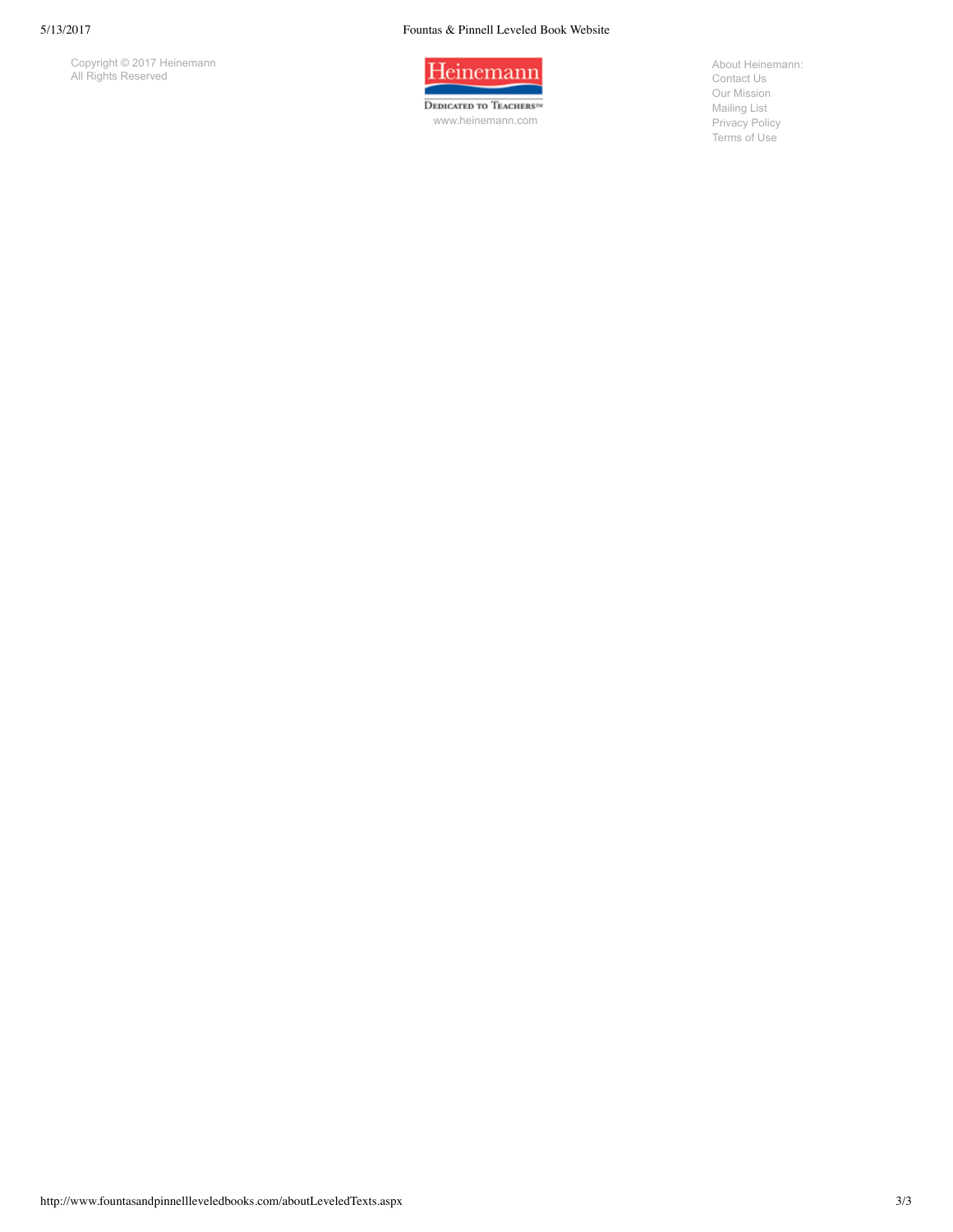Copyright © 2017 Heinemann
All Rights Reserved

Heinemann
DEDICATED TO TEACHERS™
www.heinemann.com

About Heinemann:
Contact Us
Our Mission
Mailing List
Privacy Policy
Terms of Use